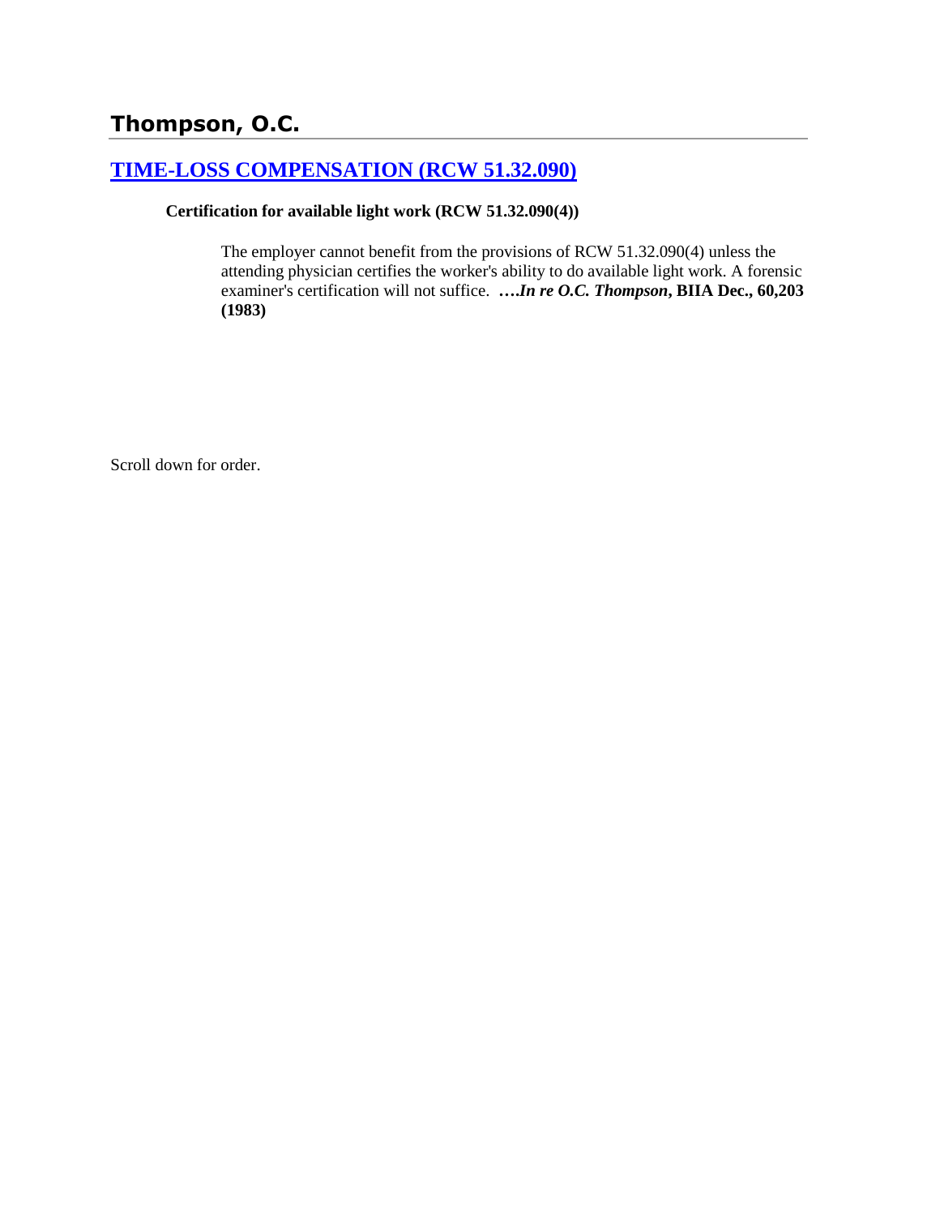## Thompson, O.C.

### [TIME-LOSS COMPENSATION (RCW 51.32.090)]

**Certification for available light work (RCW 51.32.090(4))**

> The employer cannot benefit from the provisions of RCW 51.32.090(4) unless the attending physician certifies the worker's ability to do available light work. A forensic examiner's certification will not suffice. ***….In re O.C. Thompson*, BIIA Dec., 60,203 (1983)**

Scroll down for order.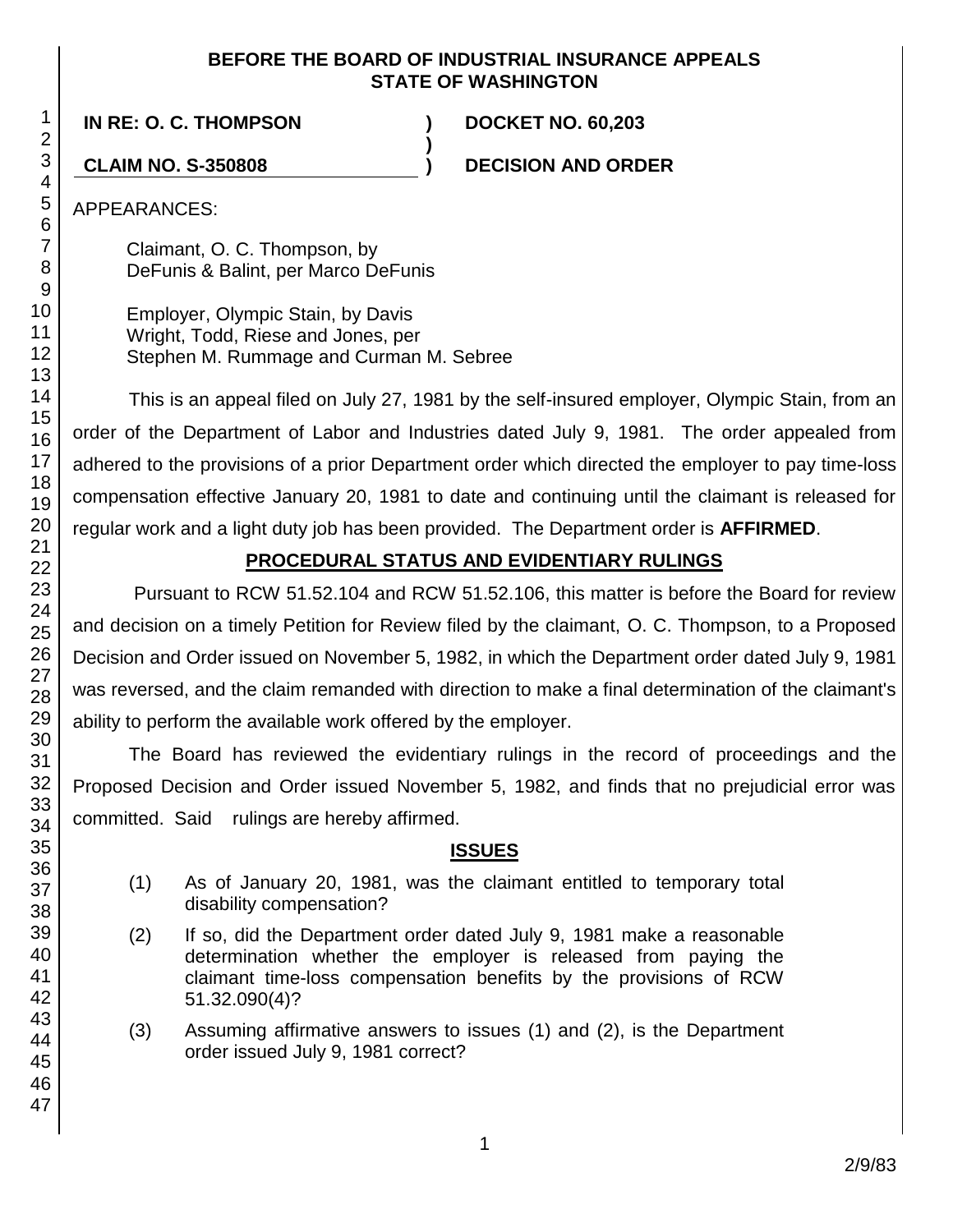**BEFORE THE BOARD OF INDUSTRIAL INSURANCE APPEALS**
**STATE OF WASHINGTON**

| | | |
|---|---|---|
| **IN RE: O. C. THOMPSON** | **)** | **DOCKET NO. 60,203** |
| | **)** | |
| **CLAIM NO. S-350808** | **)** | **DECISION AND ORDER** |

APPEARANCES:

Claimant, O. C. Thompson, by
DeFunis & Balint, per Marco DeFunis

Employer, Olympic Stain, by Davis
Wright, Todd, Riese and Jones, per
Stephen M. Rummage and Curman M. Sebree

This is an appeal filed on July 27, 1981 by the self-insured employer, Olympic Stain, from an order of the Department of Labor and Industries dated July 9, 1981. The order appealed from adhered to the provisions of a prior Department order which directed the employer to pay time-loss compensation effective January 20, 1981 to date and continuing until the claimant is released for regular work and a light duty job has been provided. The Department order is **AFFIRMED**.

## PROCEDURAL STATUS AND EVIDENTIARY RULINGS

Pursuant to RCW 51.52.104 and RCW 51.52.106, this matter is before the Board for review and decision on a timely Petition for Review filed by the claimant, O. C. Thompson, to a Proposed Decision and Order issued on November 5, 1982, in which the Department order dated July 9, 1981 was reversed, and the claim remanded with direction to make a final determination of the claimant's ability to perform the available work offered by the employer.

The Board has reviewed the evidentiary rulings in the record of proceedings and the Proposed Decision and Order issued November 5, 1982, and finds that no prejudicial error was committed. Said rulings are hereby affirmed.

## ISSUES

(1) As of January 20, 1981, was the claimant entitled to temporary total disability compensation?

(2) If so, did the Department order dated July 9, 1981 make a reasonable determination whether the employer is released from paying the claimant time-loss compensation benefits by the provisions of RCW 51.32.090(4)?

(3) Assuming affirmative answers to issues (1) and (2), is the Department order issued July 9, 1981 correct?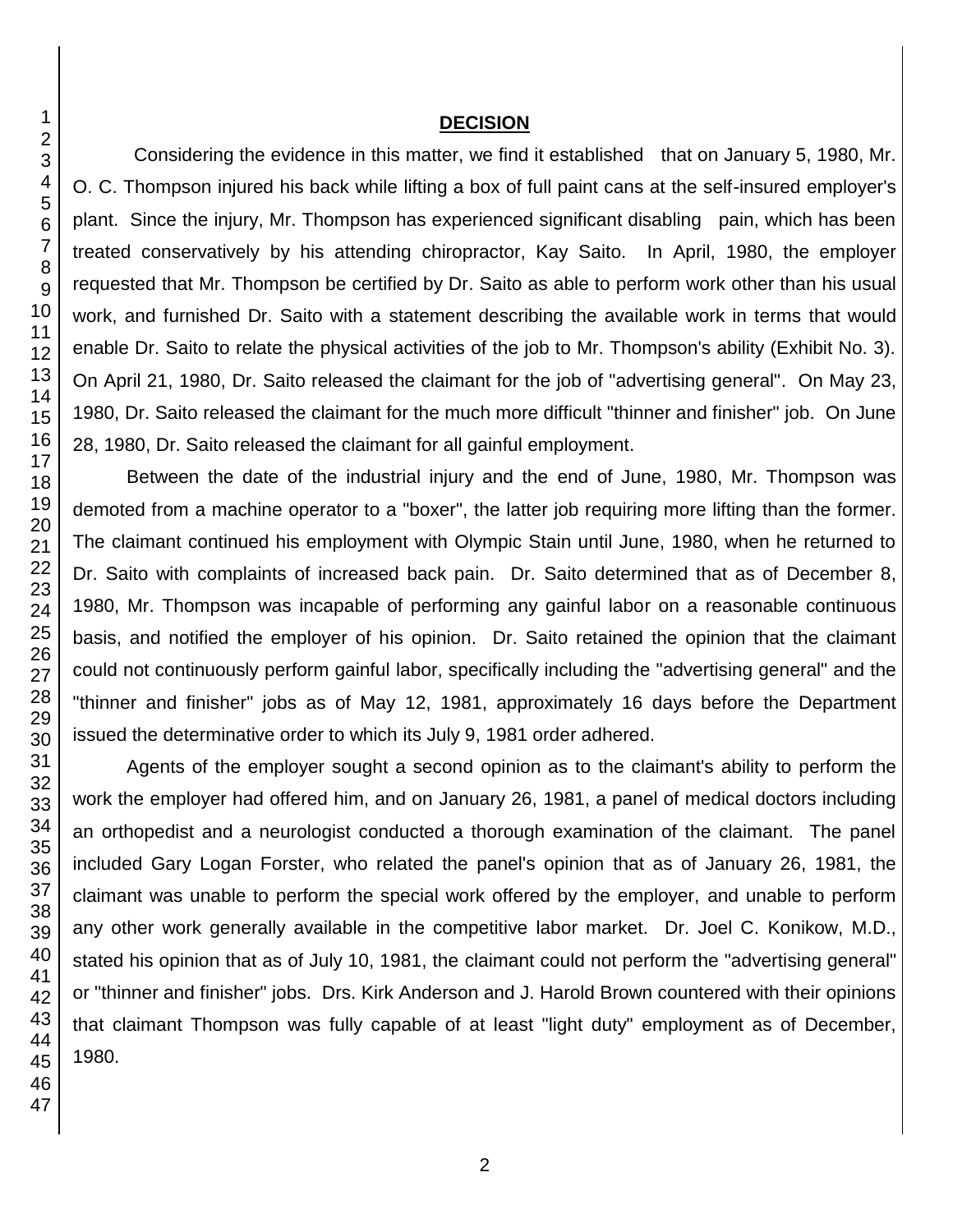**DECISION**

Considering the evidence in this matter, we find it established that on January 5, 1980, Mr. O. C. Thompson injured his back while lifting a box of full paint cans at the self-insured employer's plant. Since the injury, Mr. Thompson has experienced significant disabling pain, which has been treated conservatively by his attending chiropractor, Kay Saito. In April, 1980, the employer requested that Mr. Thompson be certified by Dr. Saito as able to perform work other than his usual work, and furnished Dr. Saito with a statement describing the available work in terms that would enable Dr. Saito to relate the physical activities of the job to Mr. Thompson's ability (Exhibit No. 3). On April 21, 1980, Dr. Saito released the claimant for the job of "advertising general". On May 23, 1980, Dr. Saito released the claimant for the much more difficult "thinner and finisher" job. On June 28, 1980, Dr. Saito released the claimant for all gainful employment.

Between the date of the industrial injury and the end of June, 1980, Mr. Thompson was demoted from a machine operator to a "boxer", the latter job requiring more lifting than the former. The claimant continued his employment with Olympic Stain until June, 1980, when he returned to Dr. Saito with complaints of increased back pain. Dr. Saito determined that as of December 8, 1980, Mr. Thompson was incapable of performing any gainful labor on a reasonable continuous basis, and notified the employer of his opinion. Dr. Saito retained the opinion that the claimant could not continuously perform gainful labor, specifically including the "advertising general" and the "thinner and finisher" jobs as of May 12, 1981, approximately 16 days before the Department issued the determinative order to which its July 9, 1981 order adhered.

Agents of the employer sought a second opinion as to the claimant's ability to perform the work the employer had offered him, and on January 26, 1981, a panel of medical doctors including an orthopedist and a neurologist conducted a thorough examination of the claimant. The panel included Gary Logan Forster, who related the panel's opinion that as of January 26, 1981, the claimant was unable to perform the special work offered by the employer, and unable to perform any other work generally available in the competitive labor market. Dr. Joel C. Konikow, M.D., stated his opinion that as of July 10, 1981, the claimant could not perform the "advertising general" or "thinner and finisher" jobs. Drs. Kirk Anderson and J. Harold Brown countered with their opinions that claimant Thompson was fully capable of at least "light duty" employment as of December, 1980.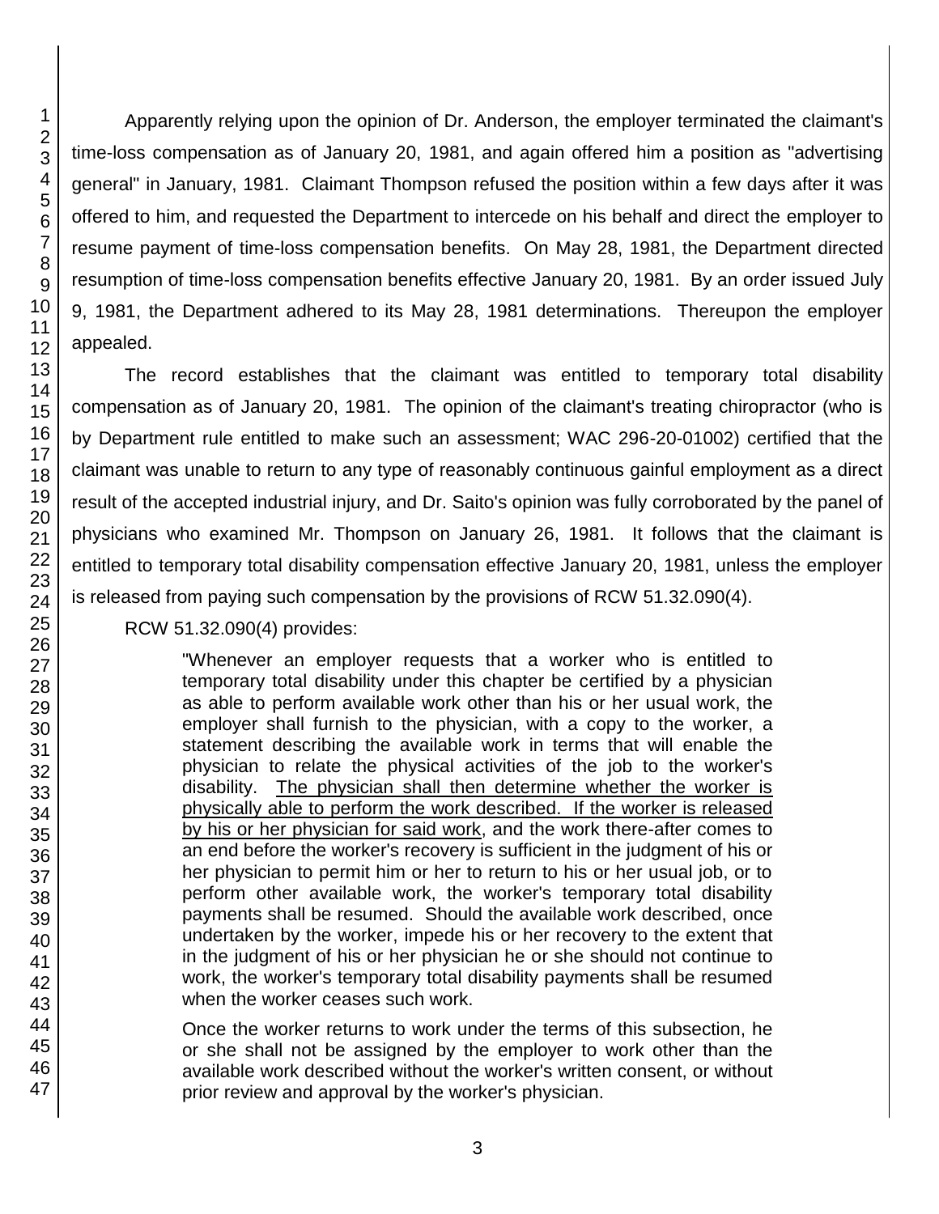Apparently relying upon the opinion of Dr. Anderson, the employer terminated the claimant's time-loss compensation as of January 20, 1981, and again offered him a position as "advertising general" in January, 1981. Claimant Thompson refused the position within a few days after it was offered to him, and requested the Department to intercede on his behalf and direct the employer to resume payment of time-loss compensation benefits. On May 28, 1981, the Department directed resumption of time-loss compensation benefits effective January 20, 1981. By an order issued July 9, 1981, the Department adhered to its May 28, 1981 determinations. Thereupon the employer appealed.

The record establishes that the claimant was entitled to temporary total disability compensation as of January 20, 1981. The opinion of the claimant's treating chiropractor (who is by Department rule entitled to make such an assessment; WAC 296-20-01002) certified that the claimant was unable to return to any type of reasonably continuous gainful employment as a direct result of the accepted industrial injury, and Dr. Saito's opinion was fully corroborated by the panel of physicians who examined Mr. Thompson on January 26, 1981. It follows that the claimant is entitled to temporary total disability compensation effective January 20, 1981, unless the employer is released from paying such compensation by the provisions of RCW 51.32.090(4).

RCW 51.32.090(4) provides:

> "Whenever an employer requests that a worker who is entitled to temporary total disability under this chapter be certified by a physician as able to perform available work other than his or her usual work, the employer shall furnish to the physician, with a copy to the worker, a statement describing the available work in terms that will enable the physician to relate the physical activities of the job to the worker's disability. <u>The physician shall then determine whether the worker is physically able to perform the work described. If the worker is released by his or her physician for said work</u>, and the work there-after comes to an end before the worker's recovery is sufficient in the judgment of his or her physician to permit him or her to return to his or her usual job, or to perform other available work, the worker's temporary total disability payments shall be resumed. Should the available work described, once undertaken by the worker, impede his or her recovery to the extent that in the judgment of his or her physician he or she should not continue to work, the worker's temporary total disability payments shall be resumed when the worker ceases such work.
>
> Once the worker returns to work under the terms of this subsection, he or she shall not be assigned by the employer to work other than the available work described without the worker's written consent, or without prior review and approval by the worker's physician.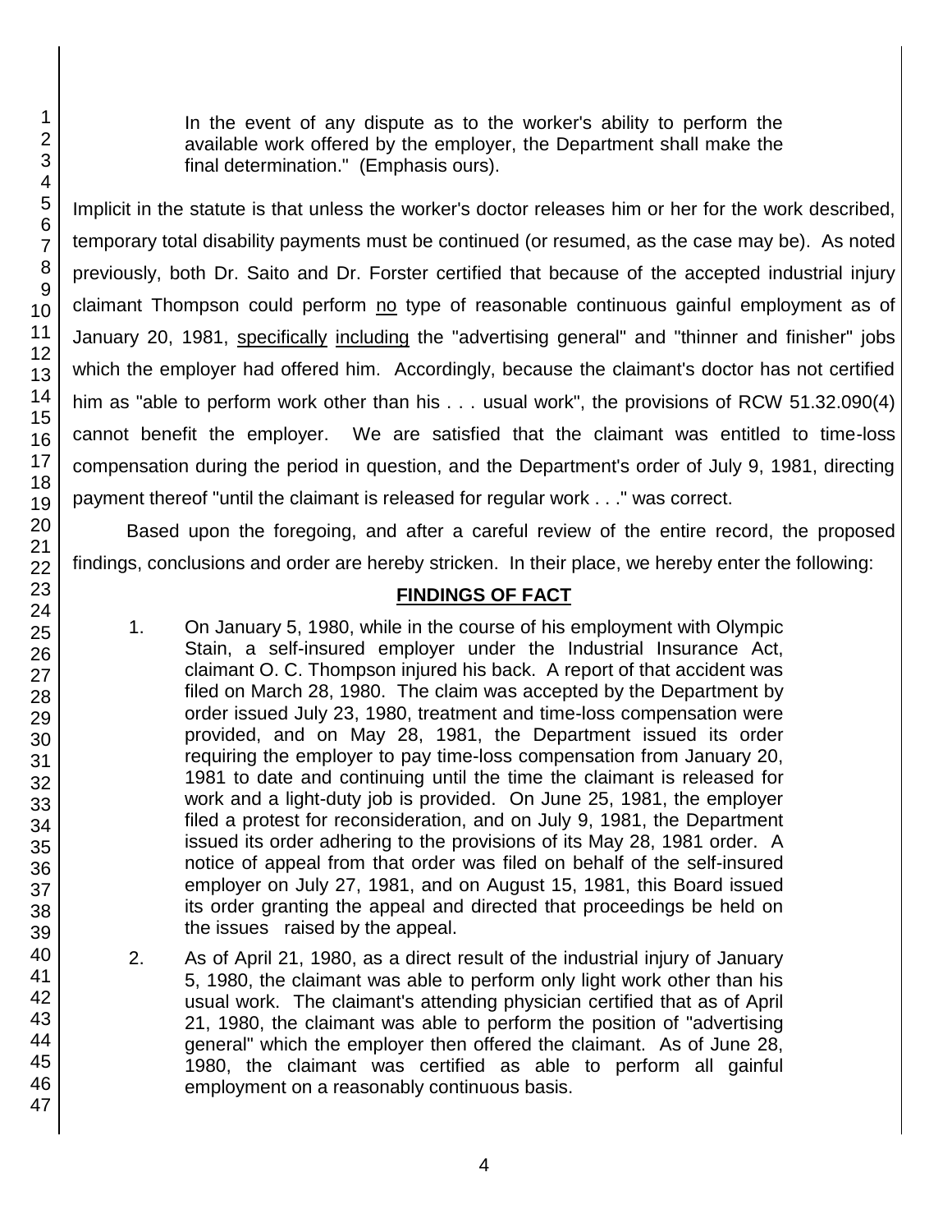In the event of any dispute as to the worker's ability to perform the available work offered by the employer, the Department shall make the final determination." (Emphasis ours).

Implicit in the statute is that unless the worker's doctor releases him or her for the work described, temporary total disability payments must be continued (or resumed, as the case may be). As noted previously, both Dr. Saito and Dr. Forster certified that because of the accepted industrial injury claimant Thompson could perform no type of reasonable continuous gainful employment as of January 20, 1981, specifically including the "advertising general" and "thinner and finisher" jobs which the employer had offered him. Accordingly, because the claimant's doctor has not certified him as "able to perform work other than his . . . usual work", the provisions of RCW 51.32.090(4) cannot benefit the employer. We are satisfied that the claimant was entitled to time-loss compensation during the period in question, and the Department's order of July 9, 1981, directing payment thereof "until the claimant is released for regular work . . ." was correct.

Based upon the foregoing, and after a careful review of the entire record, the proposed findings, conclusions and order are hereby stricken. In their place, we hereby enter the following:

## FINDINGS OF FACT

1. On January 5, 1980, while in the course of his employment with Olympic Stain, a self-insured employer under the Industrial Insurance Act, claimant O. C. Thompson injured his back. A report of that accident was filed on March 28, 1980. The claim was accepted by the Department by order issued July 23, 1980, treatment and time-loss compensation were provided, and on May 28, 1981, the Department issued its order requiring the employer to pay time-loss compensation from January 20, 1981 to date and continuing until the time the claimant is released for work and a light-duty job is provided. On June 25, 1981, the employer filed a protest for reconsideration, and on July 9, 1981, the Department issued its order adhering to the provisions of its May 28, 1981 order. A notice of appeal from that order was filed on behalf of the self-insured employer on July 27, 1981, and on August 15, 1981, this Board issued its order granting the appeal and directed that proceedings be held on the issues raised by the appeal.

2. As of April 21, 1980, as a direct result of the industrial injury of January 5, 1980, the claimant was able to perform only light work other than his usual work. The claimant's attending physician certified that as of April 21, 1980, the claimant was able to perform the position of "advertising general" which the employer then offered the claimant. As of June 28, 1980, the claimant was certified as able to perform all gainful employment on a reasonably continuous basis.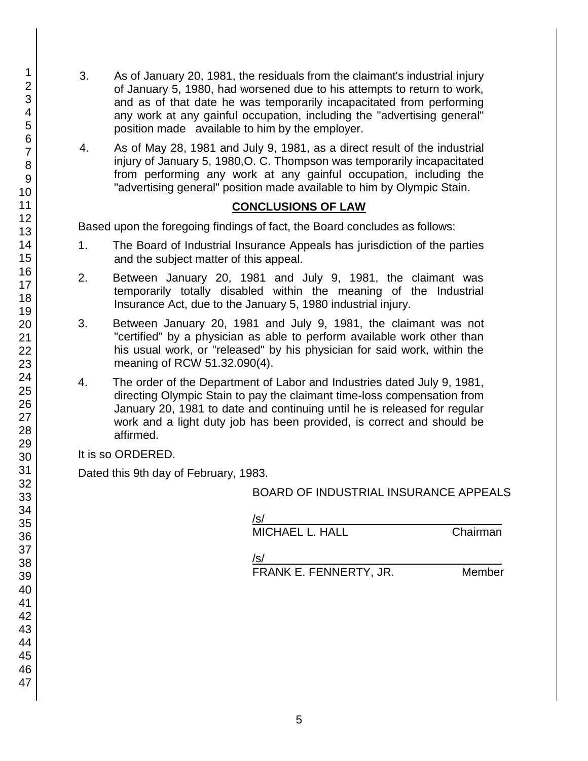3. As of January 20, 1981, the residuals from the claimant's industrial injury of January 5, 1980, had worsened due to his attempts to return to work, and as of that date he was temporarily incapacitated from performing any work at any gainful occupation, including the "advertising general" position made available to him by the employer.

4. As of May 28, 1981 and July 9, 1981, as a direct result of the industrial injury of January 5, 1980,O. C. Thompson was temporarily incapacitated from performing any work at any gainful occupation, including the "advertising general" position made available to him by Olympic Stain.

## CONCLUSIONS OF LAW

Based upon the foregoing findings of fact, the Board concludes as follows:

1. The Board of Industrial Insurance Appeals has jurisdiction of the parties and the subject matter of this appeal.

2. Between January 20, 1981 and July 9, 1981, the claimant was temporarily totally disabled within the meaning of the Industrial Insurance Act, due to the January 5, 1980 industrial injury.

3. Between January 20, 1981 and July 9, 1981, the claimant was not "certified" by a physician as able to perform available work other than his usual work, or "released" by his physician for said work, within the meaning of RCW 51.32.090(4).

4. The order of the Department of Labor and Industries dated July 9, 1981, directing Olympic Stain to pay the claimant time-loss compensation from January 20, 1981 to date and continuing until he is released for regular work and a light duty job has been provided, is correct and should be affirmed.

It is so ORDERED.

Dated this 9th day of February, 1983.

BOARD OF INDUSTRIAL INSURANCE APPEALS

/s/
MICHAEL L. HALL Chairman

/s/
FRANK E. FENNERTY, JR. Member